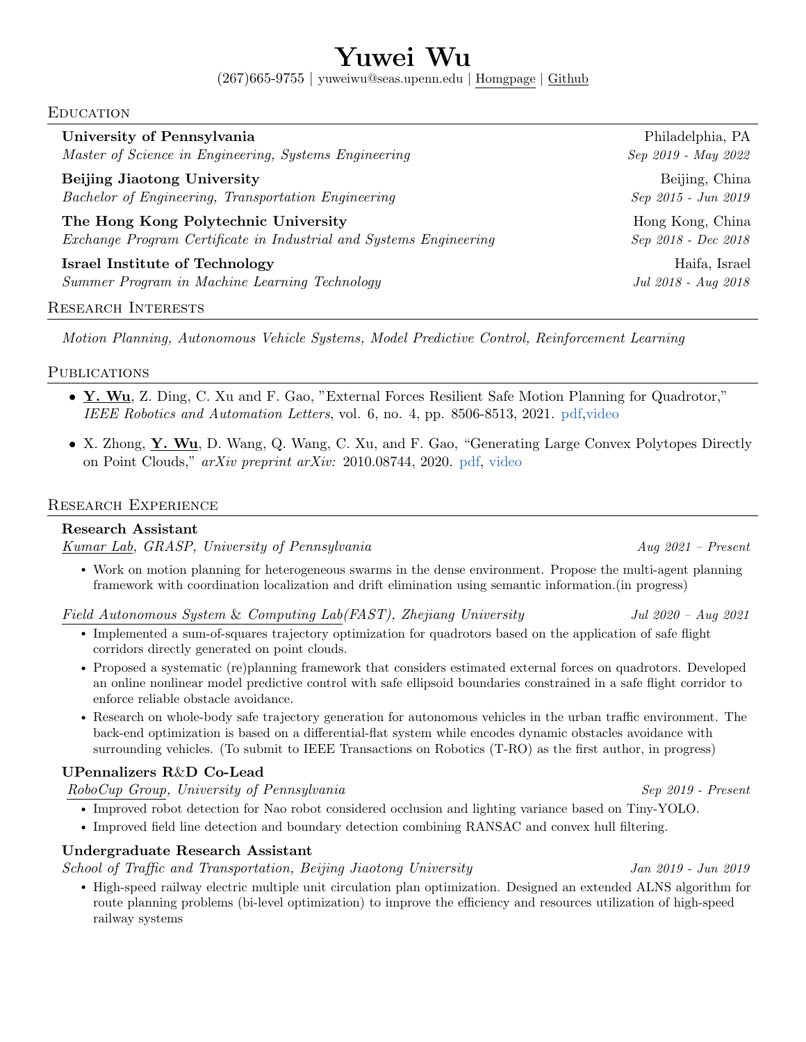# Yuwei Wu

(267)665-9755 | yuweiwu@seas.upenn.edu | Homgpage | Github

## Education

**University of Pennsylvania** — Philadelphia, PA
*Master of Science in Engineering, Systems Engineering* — *Sep 2019 - May 2022*

**Beijing Jiaotong University** — Beijing, China
*Bachelor of Engineering, Transportation Engineering* — *Sep 2015 - Jun 2019*

**The Hong Kong Polytechnic University** — Hong Kong, China
*Exchange Program Certificate in Industrial and Systems Engineering* — *Sep 2018 - Dec 2018*

**Israel Institute of Technology** — Haifa, Israel
*Summer Program in Machine Learning Technology* — *Jul 2018 - Aug 2018*

## Research Interests

*Motion Planning, Autonomous Vehicle Systems, Model Predictive Control, Reinforcement Learning*

## Publications

- **Y. Wu**, Z. Ding, C. Xu and F. Gao, "External Forces Resilient Safe Motion Planning for Quadrotor," *IEEE Robotics and Automation Letters*, vol. 6, no. 4, pp. 8506-8513, 2021. pdf,video
- X. Zhong, **Y. Wu**, D. Wang, Q. Wang, C. Xu, and F. Gao, "Generating Large Convex Polytopes Directly on Point Clouds," *arXiv preprint arXiv:* 2010.08744, 2020. pdf, video

## Research Experience

**Research Assistant**
*Kumar Lab, GRASP, University of Pennsylvania* — *Aug 2021 – Present*

- Work on motion planning for heterogeneous swarms in the dense environment. Propose the multi-agent planning framework with coordination localization and drift elimination using semantic information.(in progress)

*Field Autonomous System & Computing Lab(FAST), Zhejiang University* — *Jul 2020 – Aug 2021*

- Implemented a sum-of-squares trajectory optimization for quadrotors based on the application of safe flight corridors directly generated on point clouds.
- Proposed a systematic (re)planning framework that considers estimated external forces on quadrotors. Developed an online nonlinear model predictive control with safe ellipsoid boundaries constrained in a safe flight corridor to enforce reliable obstacle avoidance.
- Research on whole-body safe trajectory generation for autonomous vehicles in the urban traffic environment. The back-end optimization is based on a differential-flat system while encodes dynamic obstacles avoidance with surrounding vehicles. (To submit to IEEE Transactions on Robotics (T-RO) as the first author, in progress)

**UPennalizers R&D Co-Lead**
*RoboCup Group, University of Pennsylvania* — *Sep 2019 - Present*

- Improved robot detection for Nao robot considered occlusion and lighting variance based on Tiny-YOLO.
- Improved field line detection and boundary detection combining RANSAC and convex hull filtering.

**Undergraduate Research Assistant**
*School of Traffic and Transportation, Beijing Jiaotong University* — *Jan 2019 - Jun 2019*

- High-speed railway electric multiple unit circulation plan optimization. Designed an extended ALNS algorithm for route planning problems (bi-level optimization) to improve the efficiency and resources utilization of high-speed railway systems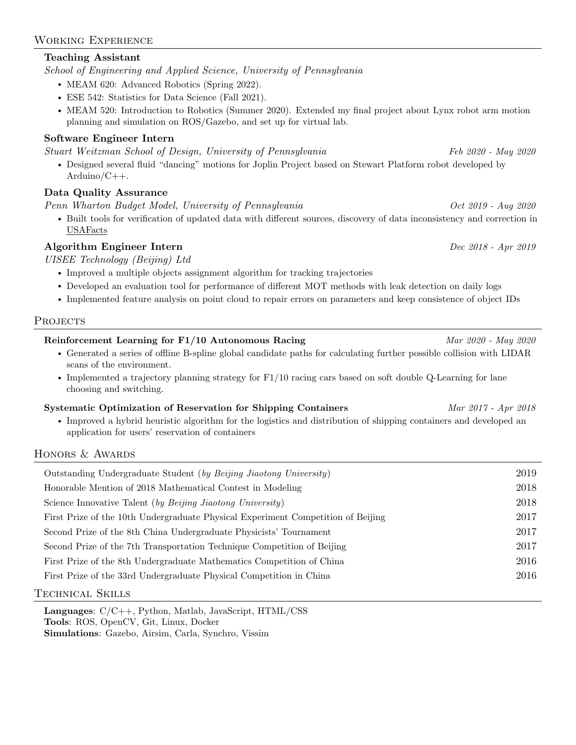## Working Experience

**Teaching Assistant**
*School of Engineering and Applied Science, University of Pennsylvania*

- MEAM 620: Advanced Robotics (Spring 2022).
- ESE 542: Statistics for Data Science (Fall 2021).
- MEAM 520: Introduction to Robotics (Summer 2020). Extended my final project about Lynx robot arm motion planning and simulation on ROS/Gazebo, and set up for virtual lab.

**Software Engineer Intern**
*Stuart Weitzman School of Design, University of Pennsylvania* — *Feb 2020 - May 2020*

- Designed several fluid "dancing" motions for Joplin Project based on Stewart Platform robot developed by Arduino/C++.

**Data Quality Assurance**
*Penn Wharton Budget Model, University of Pennsylvania* — *Oct 2019 - Aug 2020*

- Built tools for verification of updated data with different sources, discovery of data inconsistency and correction in USAFacts

**Algorithm Engineer Intern** — *Dec 2018 - Apr 2019*
*UISEE Technology (Beijing) Ltd*

- Improved a multiple objects assignment algorithm for tracking trajectories
- Developed an evaluation tool for performance of different MOT methods with leak detection on daily logs
- Implemented feature analysis on point cloud to repair errors on parameters and keep consistence of object IDs

## Projects

**Reinforcement Learning for F1/10 Autonomous Racing** — *Mar 2020 - May 2020*

- Generated a series of offline B-spline global candidate paths for calculating further possible collision with LIDAR scans of the environment.
- Implemented a trajectory planning strategy for F1/10 racing cars based on soft double Q-Learning for lane choosing and switching.

**Systematic Optimization of Reservation for Shipping Containers** — *Mar 2017 - Apr 2018*

- Improved a hybrid heuristic algorithm for the logistics and distribution of shipping containers and developed an application for users' reservation of containers

## Honors & Awards

| | |
|---|---|
| Outstanding Undergraduate Student (*by Beijing Jiaotong University*) | 2019 |
| Honorable Mention of 2018 Mathematical Contest in Modeling | 2018 |
| Science Innovative Talent (*by Beijing Jiaotong University*) | 2018 |
| First Prize of the 10th Undergraduate Physical Experiment Competition of Beijing | 2017 |
| Second Prize of the 8th China Undergraduate Physicists' Tournament | 2017 |
| Second Prize of the 7th Transportation Technique Competition of Beijing | 2017 |
| First Prize of the 8th Undergraduate Mathematics Competition of China | 2016 |
| First Prize of the 33rd Undergraduate Physical Competition in China | 2016 |

## Technical Skills

**Languages**: C/C++, Python, Matlab, JavaScript, HTML/CSS
**Tools**: ROS, OpenCV, Git, Linux, Docker
**Simulations**: Gazebo, Airsim, Carla, Synchro, Vissim